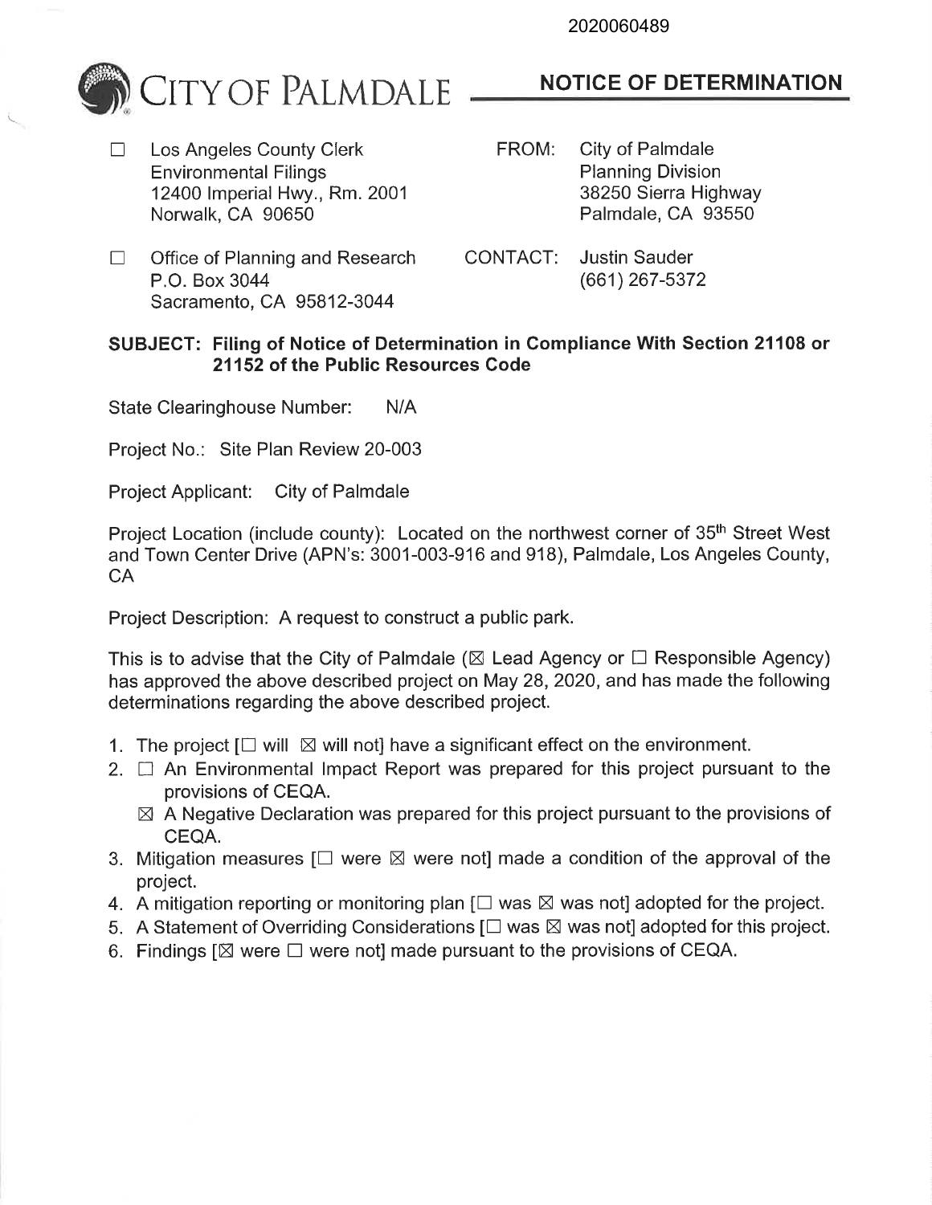2020060489

# CITY OF PALMDALE

## NOTICE OF DETERMINATION

☐ Los Angeles County Clerk
Environmental Filings
12400 Imperial Hwy., Rm. 2001
Norwalk, CA 90650

☐ Office of Planning and Research
P.O. Box 3044
Sacramento, CA 95812-3044

FROM: City of Palmdale
Planning Division
38250 Sierra Highway
Palmdale, CA 93550

CONTACT: Justin Sauder
(661) 267-5372

**SUBJECT: Filing of Notice of Determination in Compliance With Section 21108 or 21152 of the Public Resources Code**

State Clearinghouse Number: N/A

Project No.: Site Plan Review 20-003

Project Applicant: City of Palmdale

Project Location (include county): Located on the northwest corner of 35th Street West and Town Center Drive (APN's: 3001-003-916 and 918), Palmdale, Los Angeles County, CA

Project Description: A request to construct a public park.

This is to advise that the City of Palmdale (☒ Lead Agency or ☐ Responsible Agency) has approved the above described project on May 28, 2020, and has made the following determinations regarding the above described project.

1. The project [☐ will ☒ will not] have a significant effect on the environment.
2. ☐ An Environmental Impact Report was prepared for this project pursuant to the provisions of CEQA.
   ☒ A Negative Declaration was prepared for this project pursuant to the provisions of CEQA.
3. Mitigation measures [☐ were ☒ were not] made a condition of the approval of the project.
4. A mitigation reporting or monitoring plan [☐ was ☒ was not] adopted for the project.
5. A Statement of Overriding Considerations [☐ was ☒ was not] adopted for this project.
6. Findings [☒ were ☐ were not] made pursuant to the provisions of CEQA.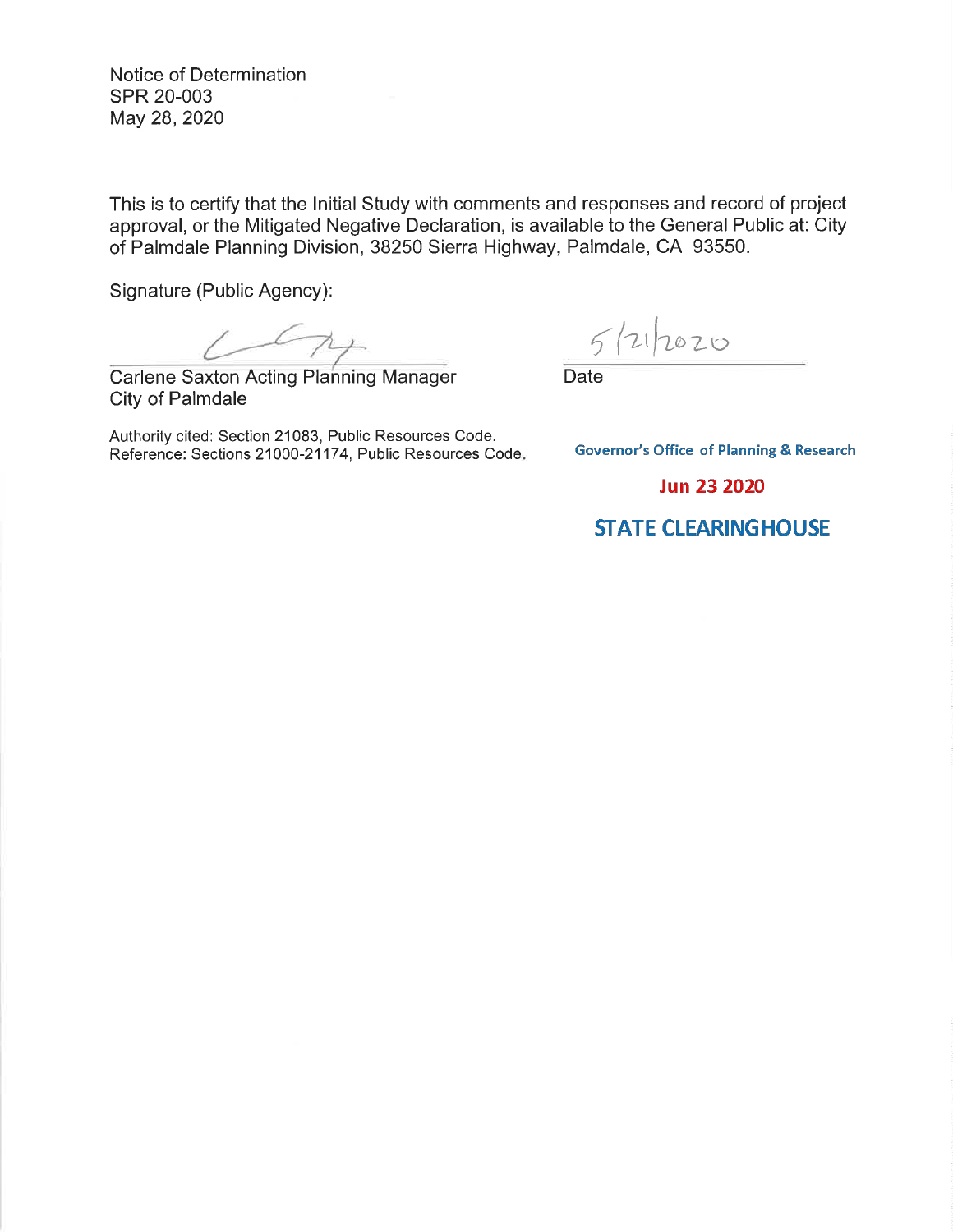Notice of Determination
SPR 20-003
May 28, 2020

This is to certify that the Initial Study with comments and responses and record of project approval, or the Mitigated Negative Declaration, is available to the General Public at: City of Palmdale Planning Division, 38250 Sierra Highway, Palmdale, CA 93550.

Signature (Public Agency):

Carlene Saxton Acting Planning Manager
City of Palmdale

5/21/2020
Date

Authority cited: Section 21083, Public Resources Code.
Reference: Sections 21000-21174, Public Resources Code.

Governor's Office of Planning & Research

**Jun 23 2020**

**STATE CLEARINGHOUSE**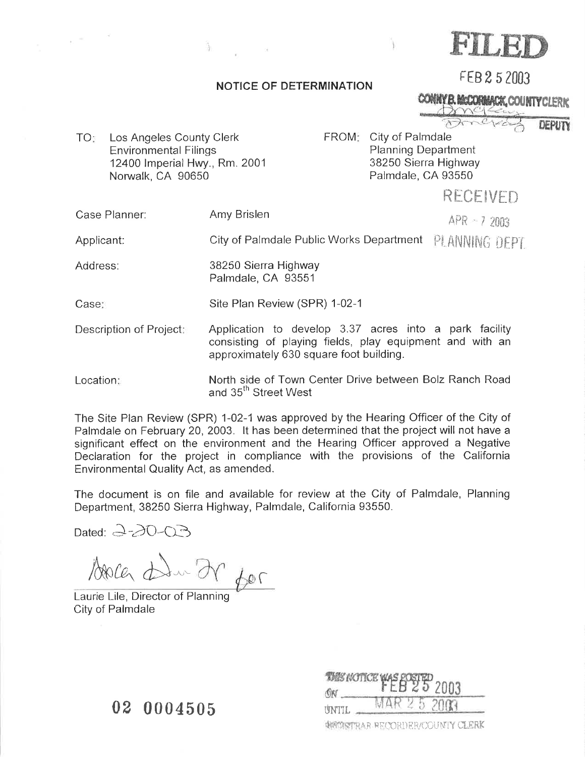**FILED**

FEB 2 5 2003

CONNY B. McCORMACK, COUNTY CLERK

DEPUTY

**NOTICE OF DETERMINATION**

TO: Los Angeles County Clerk
Environmental Filings
12400 Imperial Hwy., Rm. 2001
Norwalk, CA 90650

FROM: City of Palmdale
Planning Department
38250 Sierra Highway
Palmdale, CA 93550

RECEIVED
APR - 7 2003
PLANNING DEPT.

Case Planner: Amy Brislen

Applicant: City of Palmdale Public Works Department

Address: 38250 Sierra Highway
Palmdale, CA 93551

Case: Site Plan Review (SPR) 1-02-1

Description of Project: Application to develop 3.37 acres into a park facility consisting of playing fields, play equipment and with an approximately 630 square foot building.

Location: North side of Town Center Drive between Bolz Ranch Road and 35th Street West

The Site Plan Review (SPR) 1-02-1 was approved by the Hearing Officer of the City of Palmdale on February 20, 2003. It has been determined that the project will not have a significant effect on the environment and the Hearing Officer approved a Negative Declaration for the project in compliance with the provisions of the California Environmental Quality Act, as amended.

The document is on file and available for review at the City of Palmdale, Planning Department, 38250 Sierra Highway, Palmdale, California 93550.

Dated: 2-20-03

Laurie Lile, Director of Planning
City of Palmdale

02 0004505

THIS NOTICE WAS POSTED
ON FEB 25 2003
UNTIL MAR 25 2003
REGISTRAR-RECORDER/COUNTY CLERK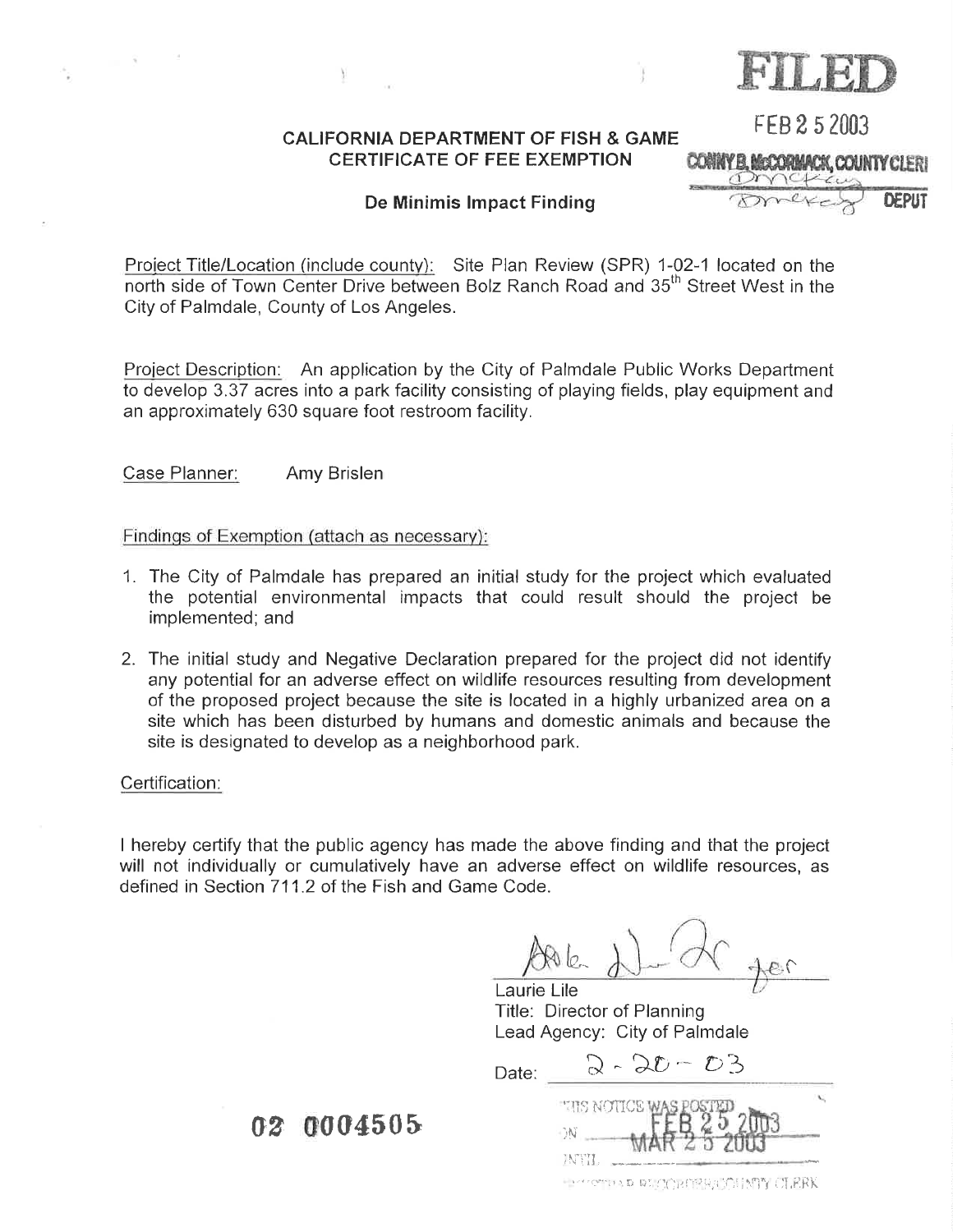**FILED**

FEB 25 2003

CONNY B. McCORMACK, COUNTY CLERK

DEPUTY

**CALIFORNIA DEPARTMENT OF FISH & GAME**
**CERTIFICATE OF FEE EXEMPTION**

**De Minimis Impact Finding**

Project Title/Location (include county): Site Plan Review (SPR) 1-02-1 located on the north side of Town Center Drive between Bolz Ranch Road and 35th Street West in the City of Palmdale, County of Los Angeles.

Project Description: An application by the City of Palmdale Public Works Department to develop 3.37 acres into a park facility consisting of playing fields, play equipment and an approximately 630 square foot restroom facility.

Case Planner: Amy Brislen

Findings of Exemption (attach as necessary):

1. The City of Palmdale has prepared an initial study for the project which evaluated the potential environmental impacts that could result should the project be implemented; and
2. The initial study and Negative Declaration prepared for the project did not identify any potential for an adverse effect on wildlife resources resulting from development of the proposed project because the site is located in a highly urbanized area on a site which has been disturbed by humans and domestic animals and because the site is designated to develop as a neighborhood park.

Certification:

I hereby certify that the public agency has made the above finding and that the project will not individually or cumulatively have an adverse effect on wildlife resources, as defined in Section 711.2 of the Fish and Game Code.

Laurie Lile
Title: Director of Planning
Lead Agency: City of Palmdale

Date: 2-20-03

02 0004505

THIS NOTICE WAS POSTED
ON FEB 25 2003
UNTIL MAR 25 2003
REGISTRAR-RECORDER/COUNTY CLERK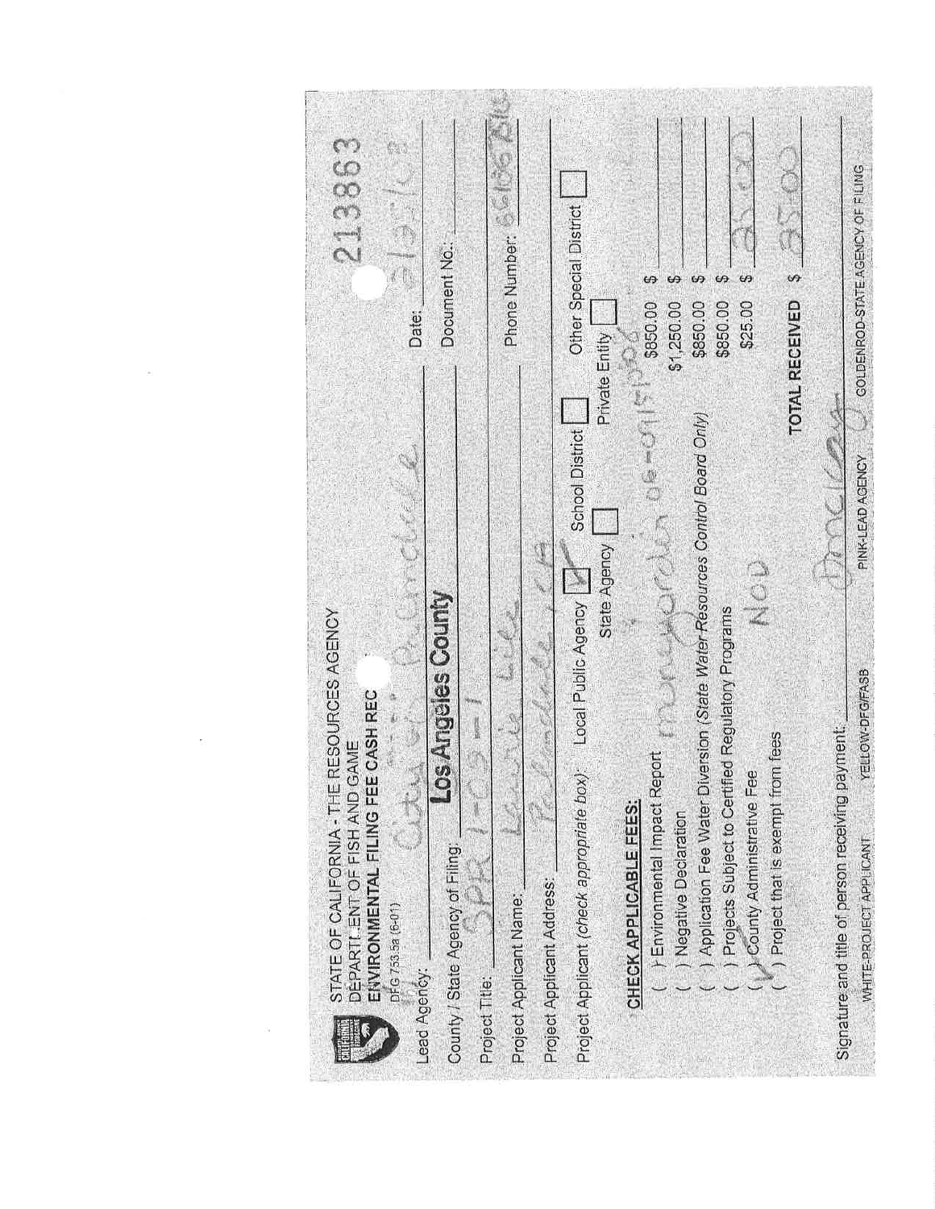STATE OF CALIFORNIA - THE RESOURCES AGENCY
DEPARTMENT OF FISH AND GAME
**ENVIRONMENTAL FILING FEE CASH RECEIPT**

DFG 753.5a (6-01)

213863

Lead Agency: City of Palmdale

Date: 5/13/08

County / State Agency of Filing: **Los Angeles County**

Document No.:

Project Title: SPR 1-09-1

Project Applicant Name: Laurie Lile

Phone Number: 661-267-5100

Project Applicant Address: Palmdale, CA

Project Applicant (*check appropriate box*): Local Public Agency [✓] School District [ ] Other Special District [ ] State Agency [ ] Private Entity [ ]

**CHECK APPLICABLE FEES:**

money order 06-0915502

| | | | |
|---|---|---|---|
| ( ) Environmental Impact Report | $850.00 | $ | |
| ( ) Negative Declaration | $1,250.00 | $ | |
| ( ) Application Fee Water Diversion (*State Water Resources Control Board Only*) | $850.00 | $ | |
| ( ) Projects Subject to Certified Regulatory Programs | $850.00 | $ | |
| (✓) County Administrative Fee | $25.00 | $ | 35.00 |
| ( ) Project that is exempt from fees NOD | | | |
| | **TOTAL RECEIVED** | $ | 35.00 |

Signature and title of person receiving payment: Brackley

WHITE-PROJECT APPLICANT YELLOW-DFG/FASB PINK-LEAD AGENCY GOLDENROD-STATE AGENCY OF FILING